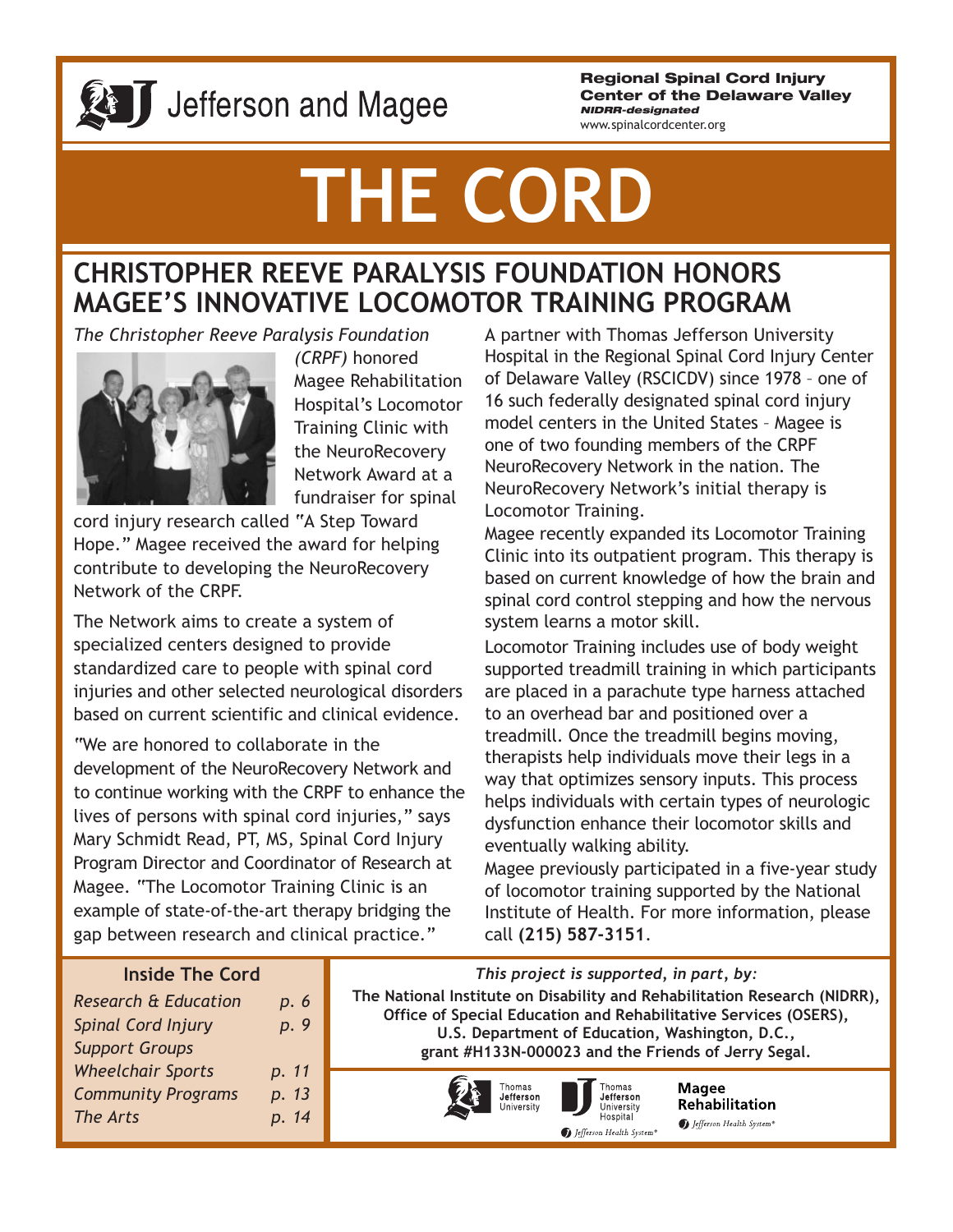Jefferson and Magee

**Regional Spinal Cord Injury Center of the Delaware Valley**
***NIDRR-designated***
www.spinalcordcenter.org

# THE CORD

## CHRISTOPHER REEVE PARALYSIS FOUNDATION HONORS MAGEE'S INNOVATIVE LOCOMOTOR TRAINING PROGRAM

*The Christopher Reeve Paralysis Foundation (CRPF)* honored Magee Rehabilitation Hospital's Locomotor Training Clinic with the NeuroRecovery Network Award at a fundraiser for spinal cord injury research called "A Step Toward Hope." Magee received the award for helping contribute to developing the NeuroRecovery Network of the CRPF.

The Network aims to create a system of specialized centers designed to provide standardized care to people with spinal cord injuries and other selected neurological disorders based on current scientific and clinical evidence.

"We are honored to collaborate in the development of the NeuroRecovery Network and to continue working with the CRPF to enhance the lives of persons with spinal cord injuries," says Mary Schmidt Read, PT, MS, Spinal Cord Injury Program Director and Coordinator of Research at Magee. "The Locomotor Training Clinic is an example of state-of-the-art therapy bridging the gap between research and clinical practice."

A partner with Thomas Jefferson University Hospital in the Regional Spinal Cord Injury Center of Delaware Valley (RSCICDV) since 1978 – one of 16 such federally designated spinal cord injury model centers in the United States – Magee is one of two founding members of the CRPF NeuroRecovery Network in the nation. The NeuroRecovery Network's initial therapy is Locomotor Training.

Magee recently expanded its Locomotor Training Clinic into its outpatient program. This therapy is based on current knowledge of how the brain and spinal cord control stepping and how the nervous system learns a motor skill.

Locomotor Training includes use of body weight supported treadmill training in which participants are placed in a parachute type harness attached to an overhead bar and positioned over a treadmill. Once the treadmill begins moving, therapists help individuals move their legs in a way that optimizes sensory inputs. This process helps individuals with certain types of neurologic dysfunction enhance their locomotor skills and eventually walking ability.

Magee previously participated in a five-year study of locomotor training supported by the National Institute of Health. For more information, please call **(215) 587-3151**.

### Inside The Cord

| | |
|---|---|
| *Research & Education* | *p. 6* |
| *Spinal Cord Injury Support Groups* | *p. 9* |
| *Wheelchair Sports* | *p. 11* |
| *Community Programs* | *p. 13* |
| *The Arts* | *p. 14* |

*This project is supported, in part, by:*

**The National Institute on Disability and Rehabilitation Research (NIDRR), Office of Special Education and Rehabilitative Services (OSERS), U.S. Department of Education, Washington, D.C., grant #H133N-000023 and the Friends of Jerry Segal.**

Thomas Jefferson University — Thomas Jefferson University Hospital — Magee Rehabilitation — Jefferson Health System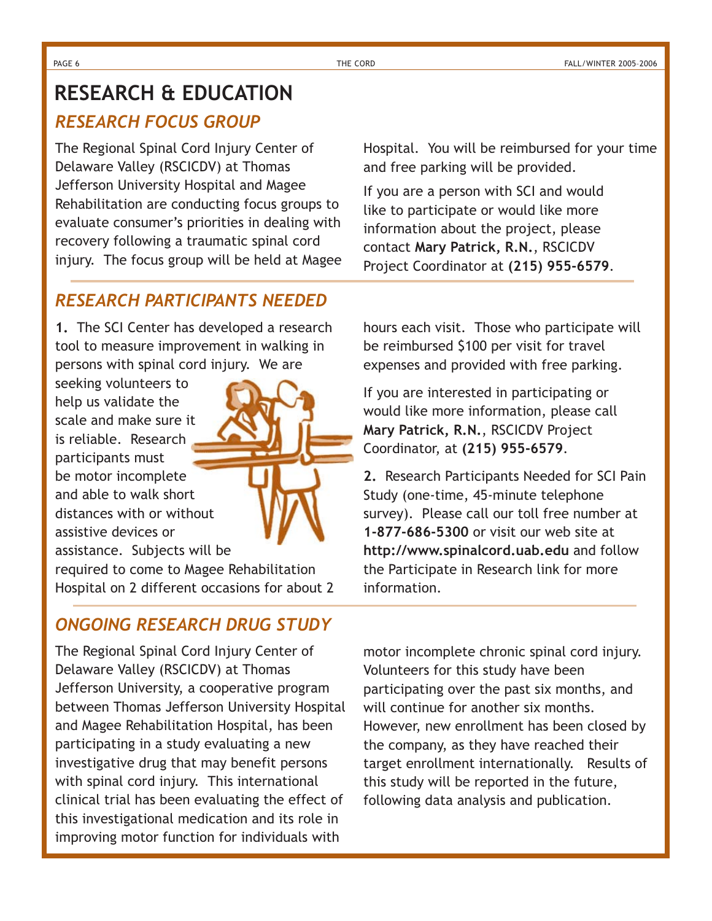# RESEARCH & EDUCATION

## *RESEARCH FOCUS GROUP*

The Regional Spinal Cord Injury Center of Delaware Valley (RSCICDV) at Thomas Jefferson University Hospital and Magee Rehabilitation are conducting focus groups to evaluate consumer's priorities in dealing with recovery following a traumatic spinal cord injury. The focus group will be held at Magee Hospital. You will be reimbursed for your time and free parking will be provided.

If you are a person with SCI and would like to participate or would like more information about the project, please contact **Mary Patrick, R.N.**, RSCICDV Project Coordinator at **(215) 955-6579**.

## *RESEARCH PARTICIPANTS NEEDED*

**1.** The SCI Center has developed a research tool to measure improvement in walking in persons with spinal cord injury. We are seeking volunteers to help us validate the scale and make sure it is reliable. Research participants must be motor incomplete and able to walk short distances with or without assistive devices or assistance. Subjects will be required to come to Magee Rehabilitation Hospital on 2 different occasions for about 2 hours each visit. Those who participate will be reimbursed $100 per visit for travel expenses and provided with free parking.

If you are interested in participating or would like more information, please call **Mary Patrick, R.N.**, RSCICDV Project Coordinator, at **(215) 955-6579**.

**2.** Research Participants Needed for SCI Pain Study (one-time, 45-minute telephone survey). Please call our toll free number at **1-877-686-5300** or visit our web site at **http://www.spinalcord.uab.edu** and follow the Participate in Research link for more information.

## *ONGOING RESEARCH DRUG STUDY*

The Regional Spinal Cord Injury Center of Delaware Valley (RSCICDV) at Thomas Jefferson University, a cooperative program between Thomas Jefferson University Hospital and Magee Rehabilitation Hospital, has been participating in a study evaluating a new investigative drug that may benefit persons with spinal cord injury. This international clinical trial has been evaluating the effect of this investigational medication and its role in improving motor function for individuals with motor incomplete chronic spinal cord injury. Volunteers for this study have been participating over the past six months, and will continue for another six months. However, new enrollment has been closed by the company, as they have reached their target enrollment internationally. Results of this study will be reported in the future, following data analysis and publication.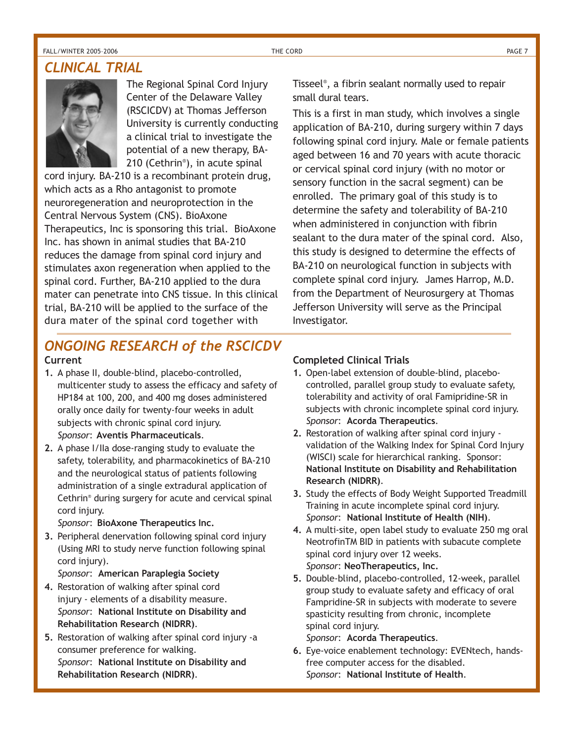# CLINICAL TRIAL

The Regional Spinal Cord Injury Center of the Delaware Valley (RSCICDV) at Thomas Jefferson University is currently conducting a clinical trial to investigate the potential of a new therapy, BA-210 (Cethrin®), in acute spinal cord injury. BA-210 is a recombinant protein drug, which acts as a Rho antagonist to promote neuroregeneration and neuroprotection in the Central Nervous System (CNS). BioAxone Therapeutics, Inc is sponsoring this trial. BioAxone Inc. has shown in animal studies that BA-210 reduces the damage from spinal cord injury and stimulates axon regeneration when applied to the spinal cord. Further, BA-210 applied to the dura mater can penetrate into CNS tissue. In this clinical trial, BA-210 will be applied to the surface of the dura mater of the spinal cord together with Tisseel®, a fibrin sealant normally used to repair small dural tears.

This is a first in man study, which involves a single application of BA-210, during surgery within 7 days following spinal cord injury. Male or female patients aged between 16 and 70 years with acute thoracic or cervical spinal cord injury (with no motor or sensory function in the sacral segment) can be enrolled. The primary goal of this study is to determine the safety and tolerability of BA-210 when administered in conjunction with fibrin sealant to the dura mater of the spinal cord. Also, this study is designed to determine the effects of BA-210 on neurological function in subjects with complete spinal cord injury. James Harrop, M.D. from the Department of Neurosurgery at Thomas Jefferson University will serve as the Principal Investigator.

# ONGOING RESEARCH of the RSCICDV

### Current

1. A phase II, double-blind, placebo-controlled, multicenter study to assess the efficacy and safety of HP184 at 100, 200, and 400 mg doses administered orally once daily for twenty-four weeks in adult subjects with chronic spinal cord injury.
   *Sponsor*: **Aventis Pharmaceuticals**.
2. A phase I/IIa dose-ranging study to evaluate the safety, tolerability, and pharmacokinetics of BA-210 and the neurological status of patients following administration of a single extradural application of Cethrin® during surgery for acute and cervical spinal cord injury.
   *Sponsor*: **BioAxone Therapeutics Inc.**
3. Peripheral denervation following spinal cord injury (Using MRI to study nerve function following spinal cord injury).
   *Sponsor*: **American Paraplegia Society**
4. Restoration of walking after spinal cord injury - elements of a disability measure.
   *Sponsor*: **National Institute on Disability and Rehabilitation Research (NIDRR)**.
5. Restoration of walking after spinal cord injury -a consumer preference for walking.
   *Sponsor*: **National Institute on Disability and Rehabilitation Research (NIDRR)**.

### Completed Clinical Trials

1. Open-label extension of double-blind, placebo-controlled, parallel group study to evaluate safety, tolerability and activity of oral Famipridine-SR in subjects with chronic incomplete spinal cord injury.
   *Sponsor*: **Acorda Therapeutics**.
2. Restoration of walking after spinal cord injury - validation of the Walking Index for Spinal Cord Injury (WISCI) scale for hierarchical ranking. Sponsor: **National Institute on Disability and Rehabilitation Research (NIDRR)**.
3. Study the effects of Body Weight Supported Treadmill Training in acute incomplete spinal cord injury.
   *Sponsor*: **National Institute of Health (NIH)**.
4. A multi-site, open label study to evaluate 250 mg oral NeotrofinTM BID in patients with subacute complete spinal cord injury over 12 weeks.
   *Sponsor*: **NeoTherapeutics, Inc.**
5. Double-blind, placebo-controlled, 12-week, parallel group study to evaluate safety and efficacy of oral Fampridine-SR in subjects with moderate to severe spasticity resulting from chronic, incomplete spinal cord injury.
   *Sponsor*: **Acorda Therapeutics**.
6. Eye-voice enablement technology: EVENtech, hands-free computer access for the disabled.
   *Sponsor*: **National Institute of Health**.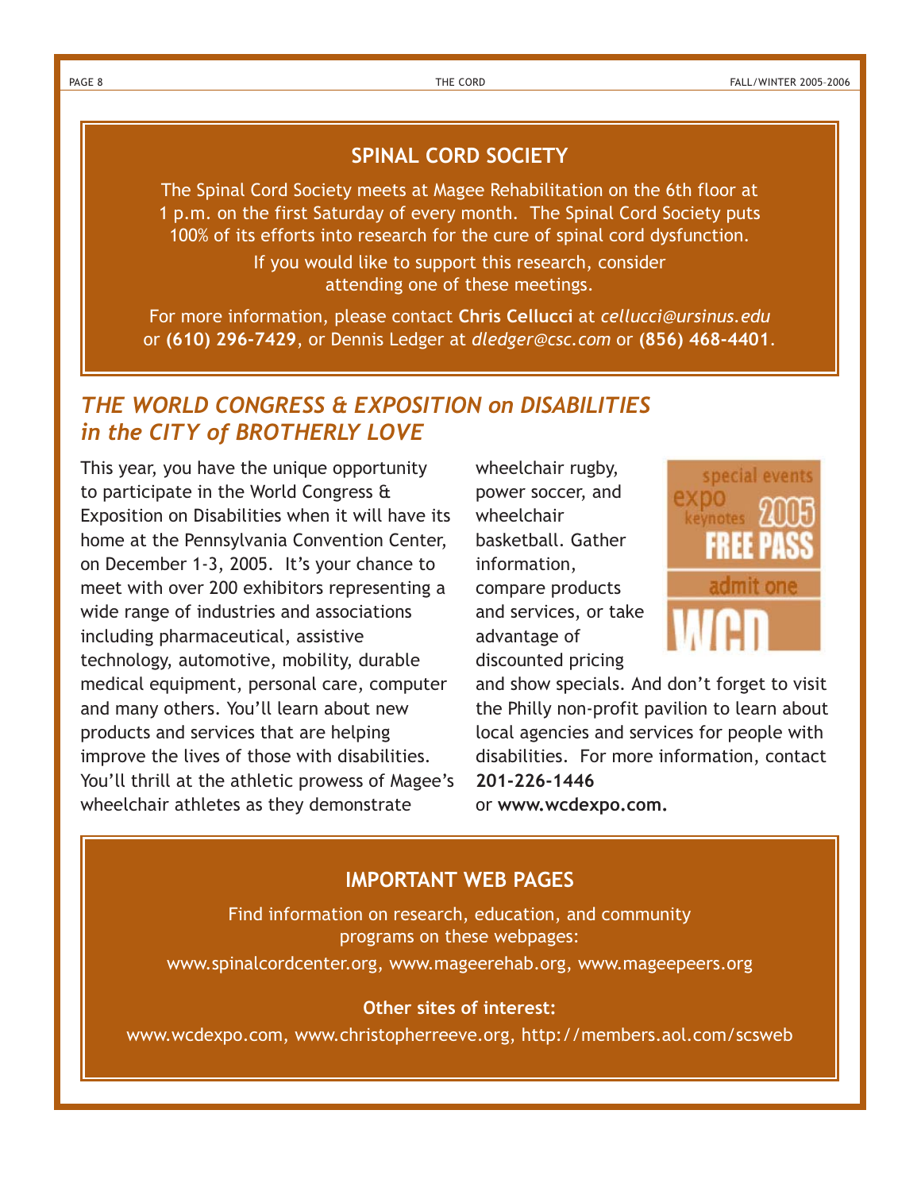## SPINAL CORD SOCIETY

The Spinal Cord Society meets at Magee Rehabilitation on the 6th floor at 1 p.m. on the first Saturday of every month. The Spinal Cord Society puts 100% of its efforts into research for the cure of spinal cord dysfunction.

If you would like to support this research, consider attending one of these meetings.

For more information, please contact **Chris Cellucci** at *cellucci@ursinus.edu* or **(610) 296-7429**, or Dennis Ledger at *dledger@csc.com* or **(856) 468-4401**.

## *THE WORLD CONGRESS & EXPOSITION on DISABILITIES in the CITY of BROTHERLY LOVE*

This year, you have the unique opportunity to participate in the World Congress & Exposition on Disabilities when it will have its home at the Pennsylvania Convention Center, on December 1-3, 2005. It's your chance to meet with over 200 exhibitors representing a wide range of industries and associations including pharmaceutical, assistive technology, automotive, mobility, durable medical equipment, personal care, computer and many others. You'll learn about new products and services that are helping improve the lives of those with disabilities. You'll thrill at the athletic prowess of Magee's wheelchair athletes as they demonstrate wheelchair rugby, power soccer, and wheelchair basketball. Gather information, compare products and services, or take advantage of discounted pricing and show specials. And don't forget to visit the Philly non-profit pavilion to learn about local agencies and services for people with disabilities. For more information, contact **201-226-1446** or **www.wcdexpo.com.**

special events expo keynotes 2005 FREE PASS admit one WCD

## IMPORTANT WEB PAGES

Find information on research, education, and community programs on these webpages:

www.spinalcordcenter.org, www.mageerehab.org, www.mageepeers.org

**Other sites of interest:**

www.wcdexpo.com, www.christopherreeve.org, http://members.aol.com/scsweb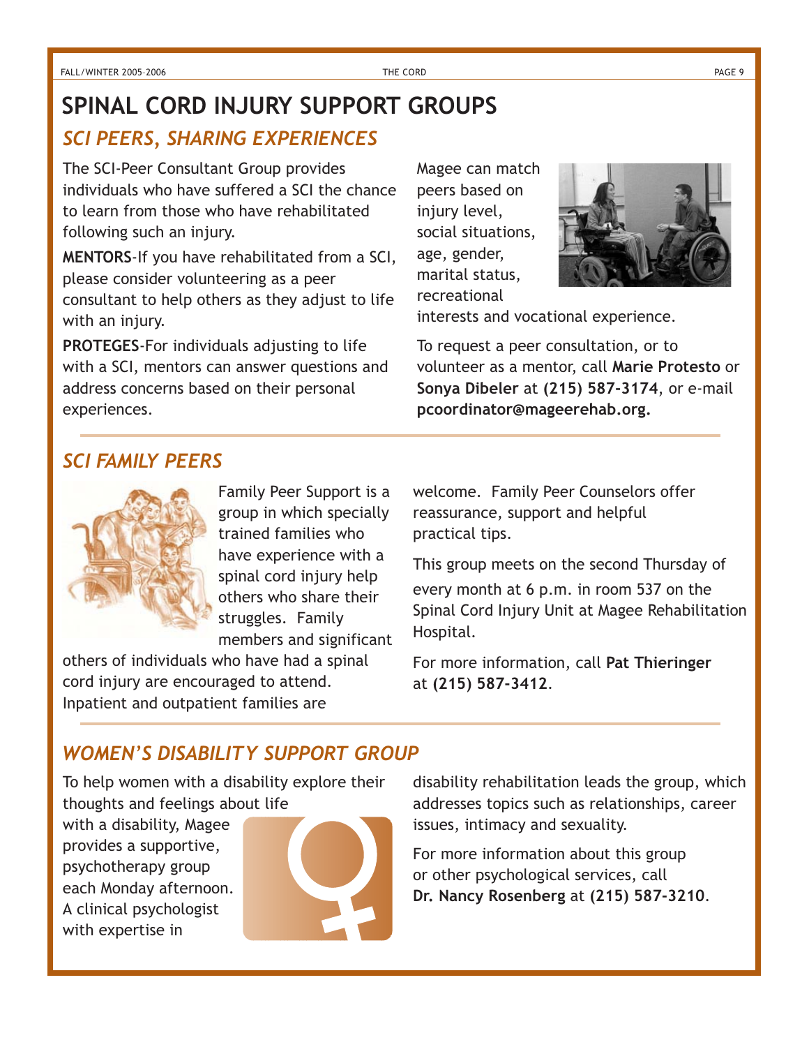# SPINAL CORD INJURY SUPPORT GROUPS

## *SCI PEERS, SHARING EXPERIENCES*

The SCI-Peer Consultant Group provides individuals who have suffered a SCI the chance to learn from those who have rehabilitated following such an injury.

**MENTORS**-If you have rehabilitated from a SCI, please consider volunteering as a peer consultant to help others as they adjust to life with an injury.

**PROTEGES**-For individuals adjusting to life with a SCI, mentors can answer questions and address concerns based on their personal experiences.

Magee can match peers based on injury level, social situations, age, gender, marital status, recreational interests and vocational experience.

To request a peer consultation, or to volunteer as a mentor, call **Marie Protesto** or **Sonya Dibeler** at **(215) 587-3174**, or e-mail **pcoordinator@mageerehab.org.**

## *SCI FAMILY PEERS*

Family Peer Support is a group in which specially trained families who have experience with a spinal cord injury help others who share their struggles. Family members and significant others of individuals who have had a spinal cord injury are encouraged to attend. Inpatient and outpatient families are welcome. Family Peer Counselors offer reassurance, support and helpful practical tips.

This group meets on the second Thursday of every month at 6 p.m. in room 537 on the Spinal Cord Injury Unit at Magee Rehabilitation Hospital.

For more information, call **Pat Thieringer** at **(215) 587-3412**.

## *WOMEN'S DISABILITY SUPPORT GROUP*

To help women with a disability explore their thoughts and feelings about life with a disability, Magee provides a supportive, psychotherapy group each Monday afternoon. A clinical psychologist with expertise in disability rehabilitation leads the group, which addresses topics such as relationships, career issues, intimacy and sexuality.

For more information about this group or other psychological services, call **Dr. Nancy Rosenberg** at **(215) 587-3210**.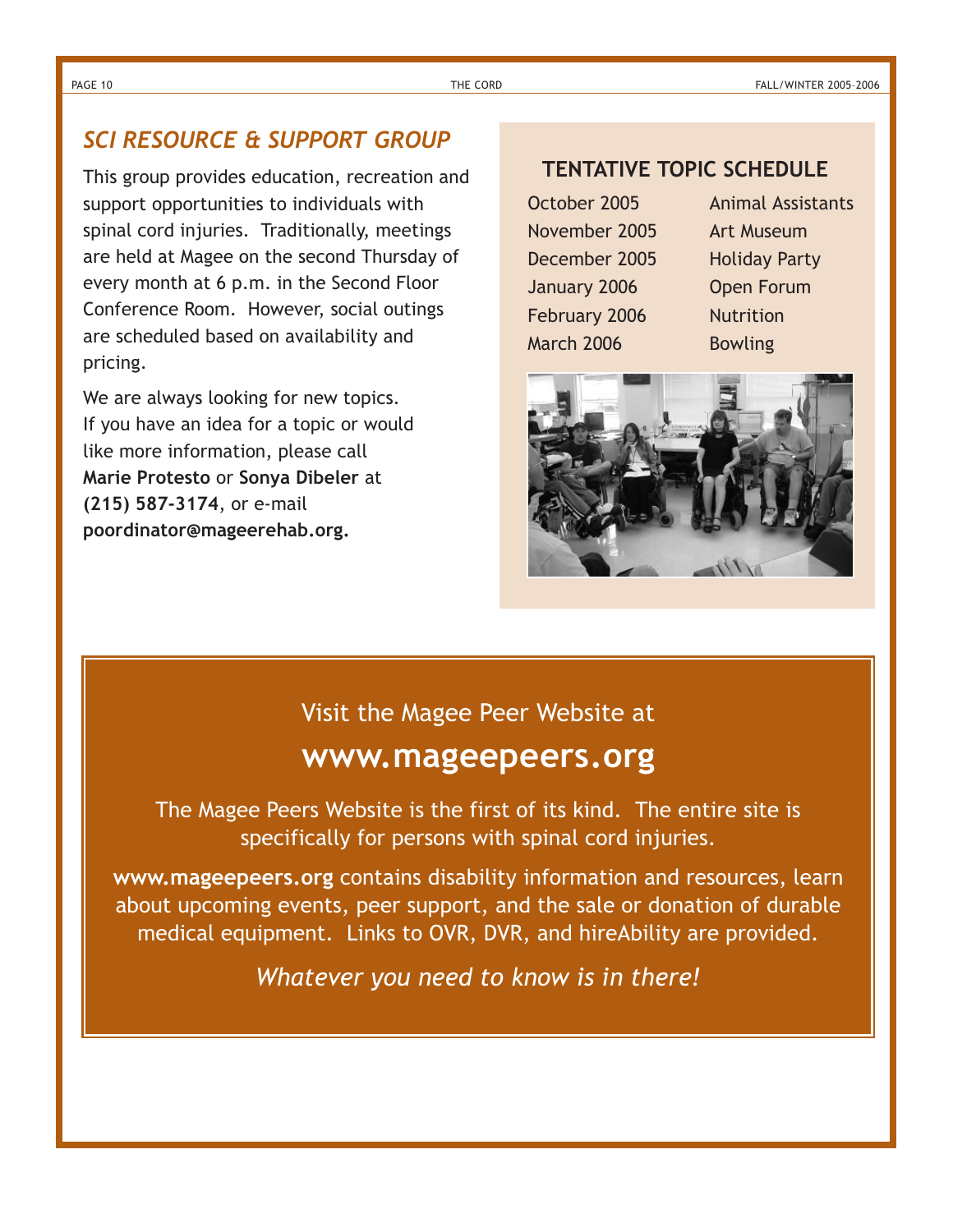## *SCI RESOURCE & SUPPORT GROUP*

This group provides education, recreation and support opportunities to individuals with spinal cord injuries. Traditionally, meetings are held at Magee on the second Thursday of every month at 6 p.m. in the Second Floor Conference Room. However, social outings are scheduled based on availability and pricing.

We are always looking for new topics. If you have an idea for a topic or would like more information, please call **Marie Protesto** or **Sonya Dibeler** at **(215) 587-3174**, or e-mail **poordinator@mageerehab.org.**

### TENTATIVE TOPIC SCHEDULE

| | |
|---|---|
| October 2005 | Animal Assistants |
| November 2005 | Art Museum |
| December 2005 | Holiday Party |
| January 2006 | Open Forum |
| February 2006 | Nutrition |
| March 2006 | Bowling |

Visit the Magee Peer Website at

## www.mageepeers.org

The Magee Peers Website is the first of its kind. The entire site is specifically for persons with spinal cord injuries.

**www.mageepeers.org** contains disability information and resources, learn about upcoming events, peer support, and the sale or donation of durable medical equipment. Links to OVR, DVR, and hireAbility are provided.

*Whatever you need to know is in there!*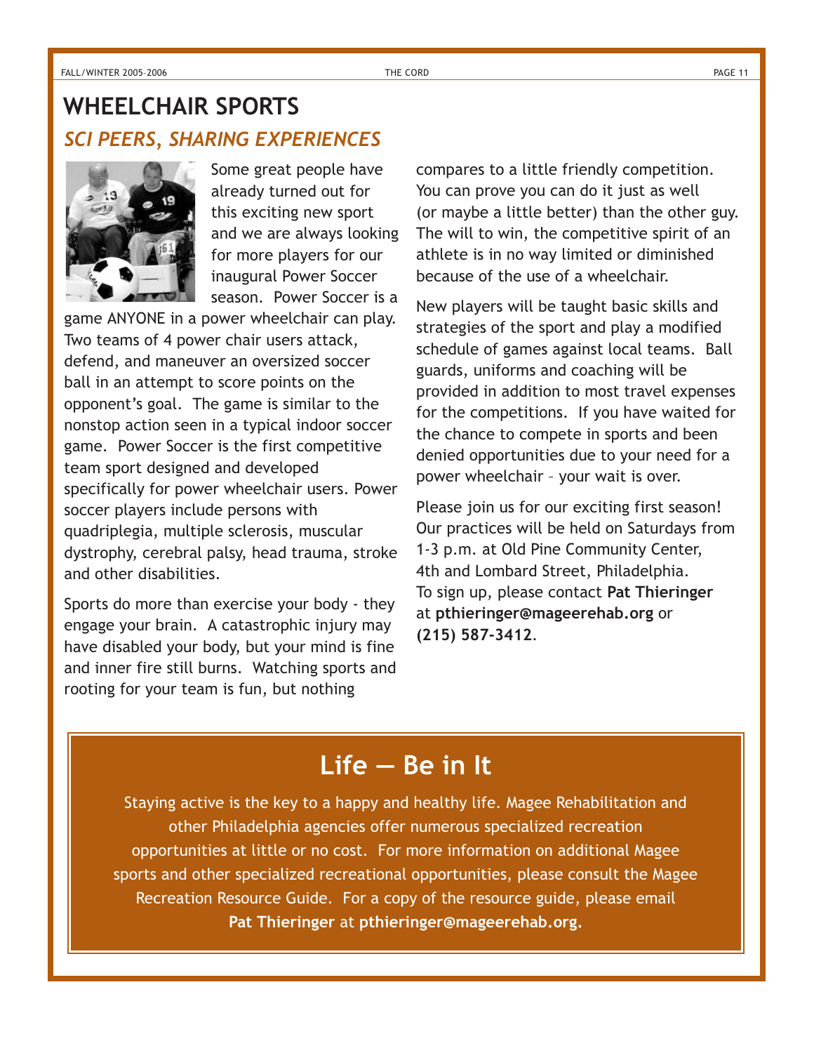## WHEELCHAIR SPORTS

### *SCI PEERS, SHARING EXPERIENCES*

Some great people have already turned out for this exciting new sport and we are always looking for more players for our inaugural Power Soccer season. Power Soccer is a game ANYONE in a power wheelchair can play. Two teams of 4 power chair users attack, defend, and maneuver an oversized soccer ball in an attempt to score points on the opponent's goal. The game is similar to the nonstop action seen in a typical indoor soccer game. Power Soccer is the first competitive team sport designed and developed specifically for power wheelchair users. Power soccer players include persons with quadriplegia, multiple sclerosis, muscular dystrophy, cerebral palsy, head trauma, stroke and other disabilities.

Sports do more than exercise your body - they engage your brain. A catastrophic injury may have disabled your body, but your mind is fine and inner fire still burns. Watching sports and rooting for your team is fun, but nothing compares to a little friendly competition. You can prove you can do it just as well (or maybe a little better) than the other guy. The will to win, the competitive spirit of an athlete is in no way limited or diminished because of the use of a wheelchair.

New players will be taught basic skills and strategies of the sport and play a modified schedule of games against local teams. Ball guards, uniforms and coaching will be provided in addition to most travel expenses for the competitions. If you have waited for the chance to compete in sports and been denied opportunities due to your need for a power wheelchair – your wait is over.

Please join us for our exciting first season! Our practices will be held on Saturdays from 1-3 p.m. at Old Pine Community Center, 4th and Lombard Street, Philadelphia. To sign up, please contact **Pat Thieringer** at **pthieringer@mageerehab.org** or **(215) 587-3412**.

## Life — Be in It

Staying active is the key to a happy and healthy life. Magee Rehabilitation and other Philadelphia agencies offer numerous specialized recreation opportunities at little or no cost. For more information on additional Magee sports and other specialized recreational opportunities, please consult the Magee Recreation Resource Guide. For a copy of the resource guide, please email **Pat Thieringer** at **pthieringer@mageerehab.org.**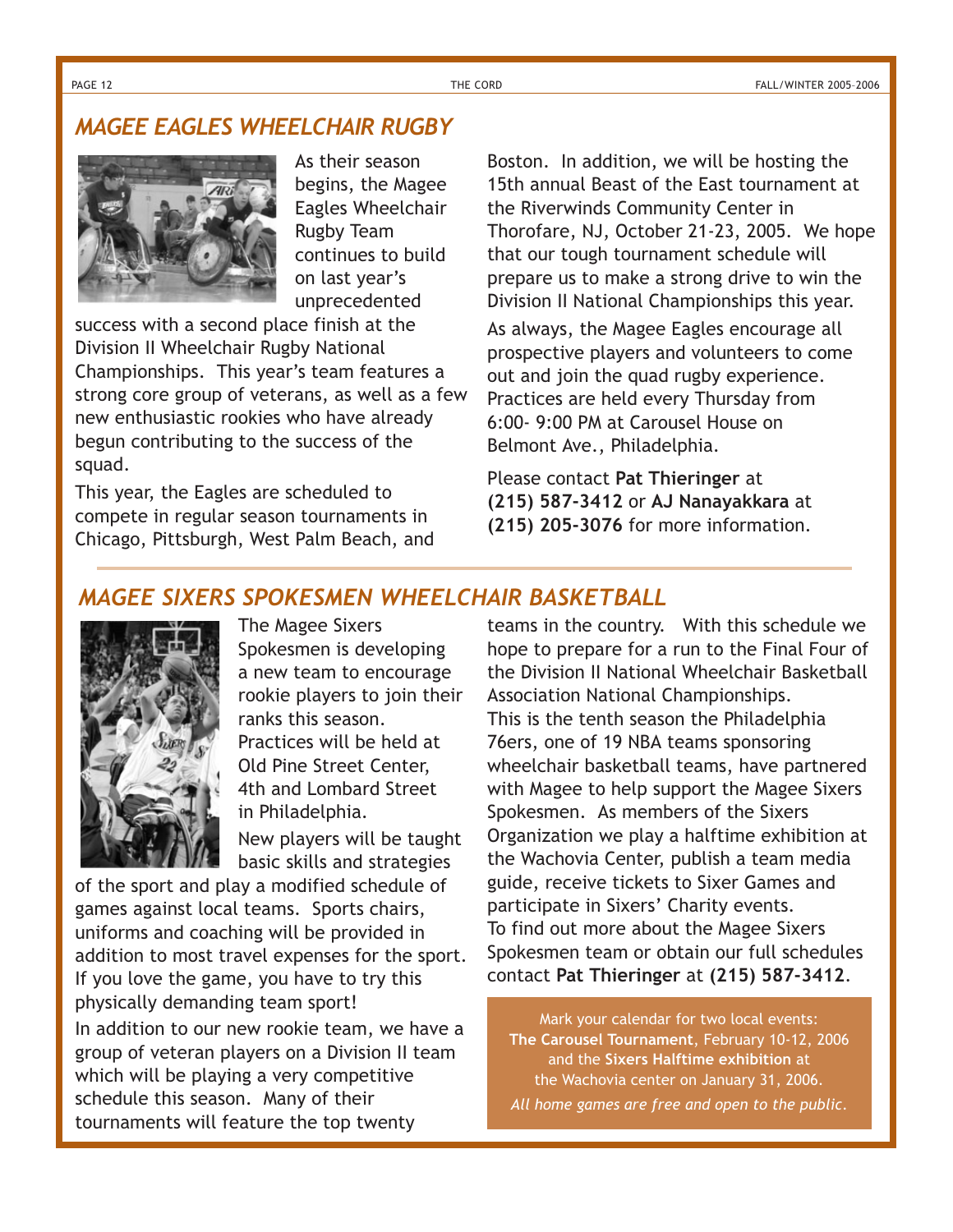## *MAGEE EAGLES WHEELCHAIR RUGBY*

As their season begins, the Magee Eagles Wheelchair Rugby Team continues to build on last year's unprecedented success with a second place finish at the Division II Wheelchair Rugby National Championships. This year's team features a strong core group of veterans, as well as a few new enthusiastic rookies who have already begun contributing to the success of the squad.

This year, the Eagles are scheduled to compete in regular season tournaments in Chicago, Pittsburgh, West Palm Beach, and Boston. In addition, we will be hosting the 15th annual Beast of the East tournament at the Riverwinds Community Center in Thorofare, NJ, October 21-23, 2005. We hope that our tough tournament schedule will prepare us to make a strong drive to win the Division II National Championships this year.

As always, the Magee Eagles encourage all prospective players and volunteers to come out and join the quad rugby experience. Practices are held every Thursday from 6:00- 9:00 PM at Carousel House on Belmont Ave., Philadelphia.

Please contact **Pat Thieringer** at **(215) 587-3412** or **AJ Nanayakkara** at **(215) 205-3076** for more information.

## *MAGEE SIXERS SPOKESMEN WHEELCHAIR BASKETBALL*

The Magee Sixers Spokesmen is developing a new team to encourage rookie players to join their ranks this season. Practices will be held at Old Pine Street Center, 4th and Lombard Street in Philadelphia.

New players will be taught basic skills and strategies of the sport and play a modified schedule of games against local teams. Sports chairs, uniforms and coaching will be provided in addition to most travel expenses for the sport. If you love the game, you have to try this physically demanding team sport!

In addition to our new rookie team, we have a group of veteran players on a Division II team which will be playing a very competitive schedule this season. Many of their tournaments will feature the top twenty teams in the country. With this schedule we hope to prepare for a run to the Final Four of the Division II National Wheelchair Basketball Association National Championships.

This is the tenth season the Philadelphia 76ers, one of 19 NBA teams sponsoring wheelchair basketball teams, have partnered with Magee to help support the Magee Sixers Spokesmen. As members of the Sixers Organization we play a halftime exhibition at the Wachovia Center, publish a team media guide, receive tickets to Sixer Games and participate in Sixers' Charity events.

To find out more about the Magee Sixers Spokesmen team or obtain our full schedules contact **Pat Thieringer** at **(215) 587-3412**.

Mark your calendar for two local events: **The Carousel Tournament**, February 10-12, 2006 and the **Sixers Halftime exhibition** at the Wachovia center on January 31, 2006.

*All home games are free and open to the public.*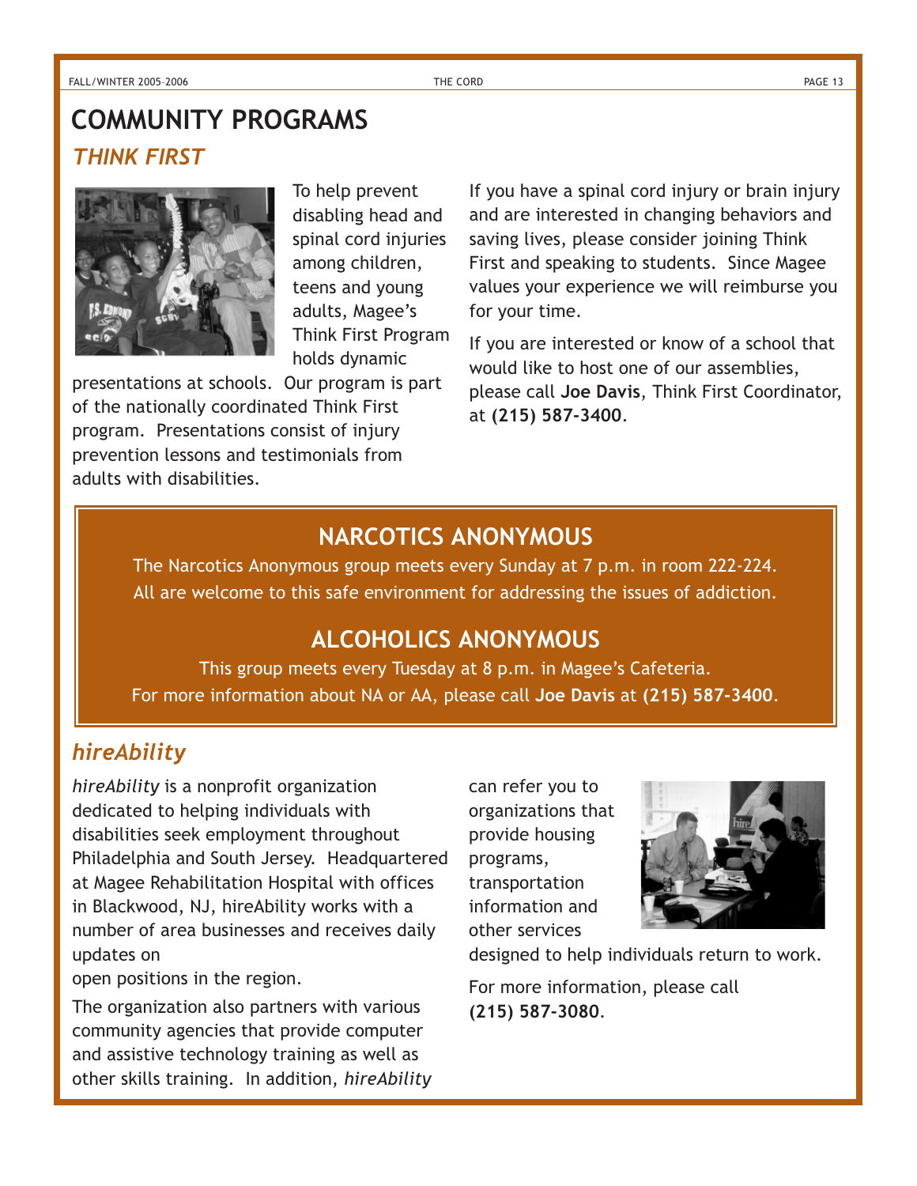# COMMUNITY PROGRAMS

## *THINK FIRST*

To help prevent disabling head and spinal cord injuries among children, teens and young adults, Magee's Think First Program holds dynamic presentations at schools. Our program is part of the nationally coordinated Think First program. Presentations consist of injury prevention lessons and testimonials from adults with disabilities.

If you have a spinal cord injury or brain injury and are interested in changing behaviors and saving lives, please consider joining Think First and speaking to students. Since Magee values your experience we will reimburse you for your time.

If you are interested or know of a school that would like to host one of our assemblies, please call **Joe Davis**, Think First Coordinator, at **(215) 587-3400**.

## NARCOTICS ANONYMOUS

The Narcotics Anonymous group meets every Sunday at 7 p.m. in room 222-224. All are welcome to this safe environment for addressing the issues of addiction.

## ALCOHOLICS ANONYMOUS

This group meets every Tuesday at 8 p.m. in Magee's Cafeteria. For more information about NA or AA, please call **Joe Davis** at **(215) 587-3400**.

## *hireAbility*

*hireAbility* is a nonprofit organization dedicated to helping individuals with disabilities seek employment throughout Philadelphia and South Jersey. Headquartered at Magee Rehabilitation Hospital with offices in Blackwood, NJ, hireAbility works with a number of area businesses and receives daily updates on open positions in the region.

The organization also partners with various community agencies that provide computer and assistive technology training as well as other skills training. In addition, *hireAbility* can refer you to organizations that provide housing programs, transportation information and other services designed to help individuals return to work.

For more information, please call **(215) 587-3080**.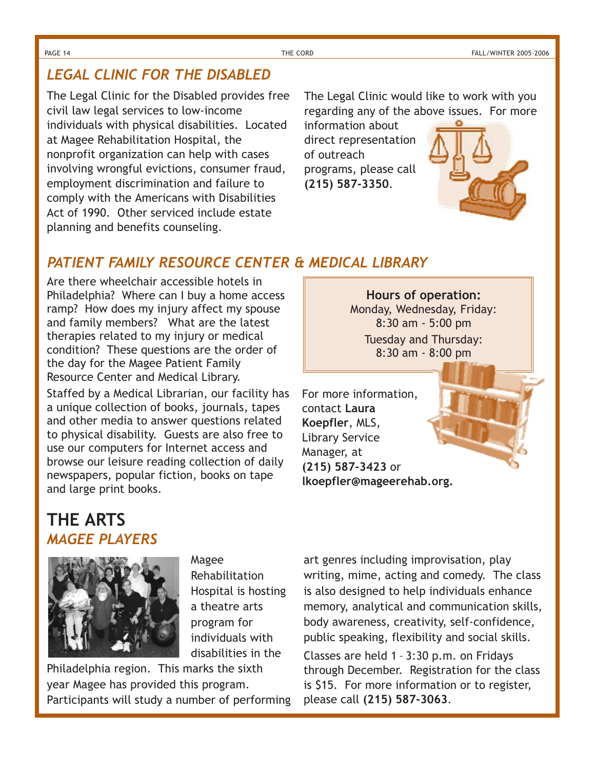## *LEGAL CLINIC FOR THE DISABLED*

The Legal Clinic for the Disabled provides free civil law legal services to low-income individuals with physical disabilities. Located at Magee Rehabilitation Hospital, the nonprofit organization can help with cases involving wrongful evictions, consumer fraud, employment discrimination and failure to comply with the Americans with Disabilities Act of 1990. Other serviced include estate planning and benefits counseling.

The Legal Clinic would like to work with you regarding any of the above issues. For more information about direct representation of outreach programs, please call **(215) 587-3350**.

## *PATIENT FAMILY RESOURCE CENTER & MEDICAL LIBRARY*

Are there wheelchair accessible hotels in Philadelphia? Where can I buy a home access ramp? How does my injury affect my spouse and family members? What are the latest therapies related to my injury or medical condition? These questions are the order of the day for the Magee Patient Family Resource Center and Medical Library.

Staffed by a Medical Librarian, our facility has a unique collection of books, journals, tapes and other media to answer questions related to physical disability. Guests are also free to use our computers for Internet access and browse our leisure reading collection of daily newspapers, popular fiction, books on tape and large print books.

**Hours of operation:**
Monday, Wednesday, Friday:
8:30 am - 5:00 pm
Tuesday and Thursday:
8:30 am - 8:00 pm

For more information, contact **Laura Koepfler**, MLS, Library Service Manager, at **(215) 587-3423** or **lkoepfler@mageerehab.org.**

# THE ARTS

## *MAGEE PLAYERS*

Magee Rehabilitation Hospital is hosting a theatre arts program for individuals with disabilities in the Philadelphia region. This marks the sixth year Magee has provided this program. Participants will study a number of performing art genres including improvisation, play writing, mime, acting and comedy. The class is also designed to help individuals enhance memory, analytical and communication skills, body awareness, creativity, self-confidence, public speaking, flexibility and social skills.

Classes are held 1 – 3:30 p.m. on Fridays through December. Registration for the class is $15. For more information or to register, please call **(215) 587-3063**.